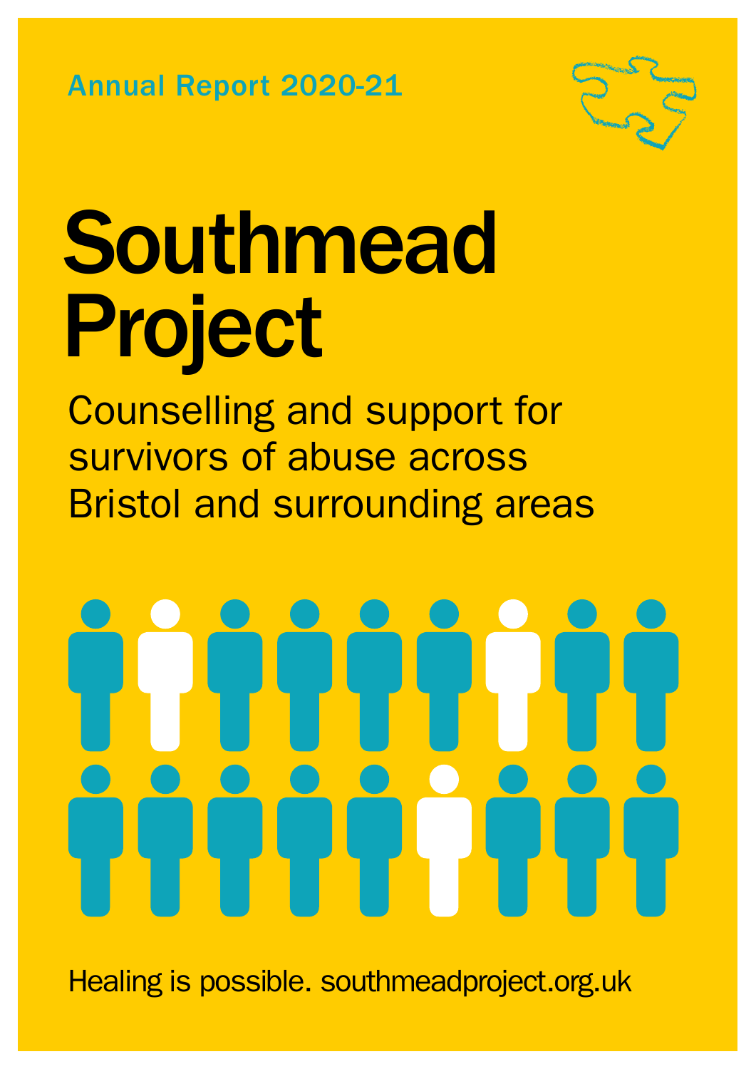Annual Report 2020-21

# Southmead Project

## Counselling and support for survivors of abuse across Bristol and surrounding areas

Healing is possible. southmeadproject.org.uk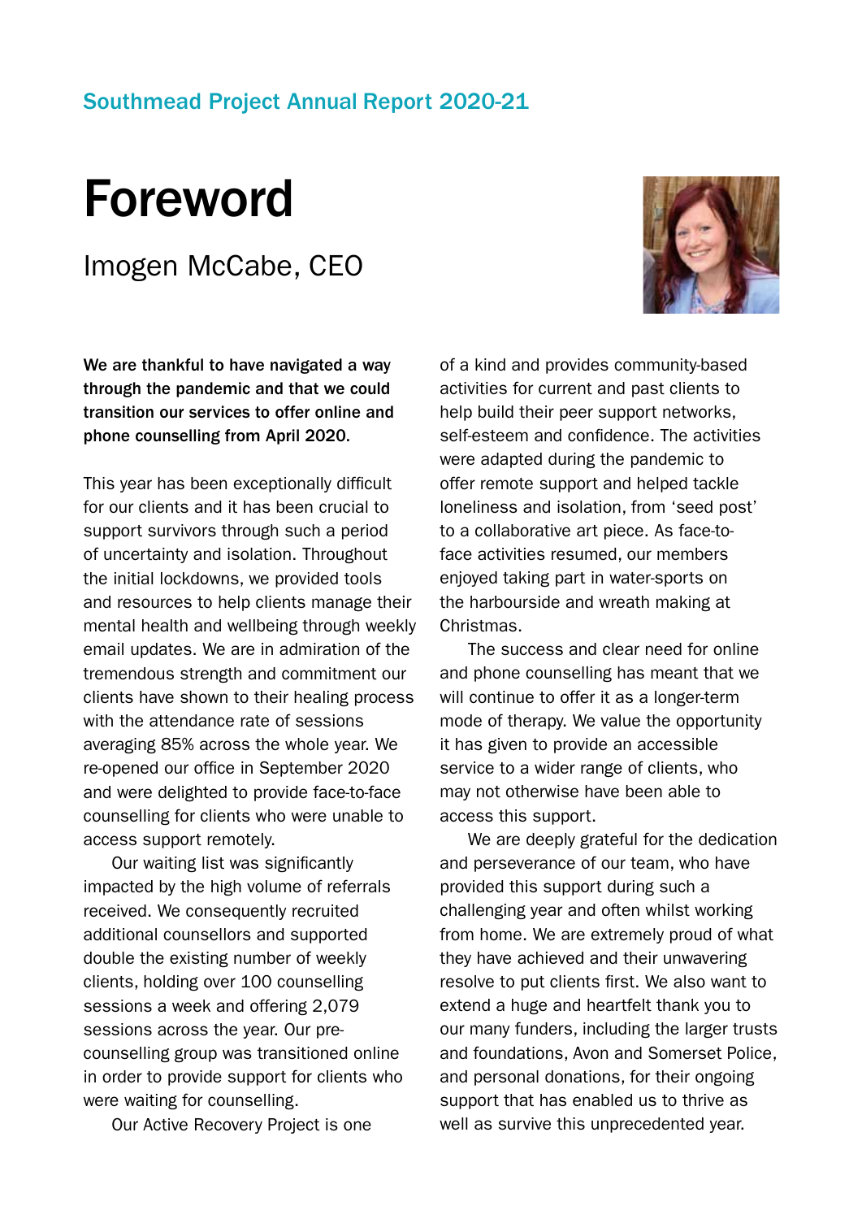Southmead Project Annual Report 2020-21

# Foreword

## Imogen McCabe, CEO

**We are thankful to have navigated a way through the pandemic and that we could transition our services to offer online and phone counselling from April 2020.**

This year has been exceptionally difficult for our clients and it has been crucial to support survivors through such a period of uncertainty and isolation. Throughout the initial lockdowns, we provided tools and resources to help clients manage their mental health and wellbeing through weekly email updates. We are in admiration of the tremendous strength and commitment our clients have shown to their healing process with the attendance rate of sessions averaging 85% across the whole year. We re-opened our office in September 2020 and were delighted to provide face-to-face counselling for clients who were unable to access support remotely.

Our waiting list was significantly impacted by the high volume of referrals received. We consequently recruited additional counsellors and supported double the existing number of weekly clients, holding over 100 counselling sessions a week and offering 2,079 sessions across the year. Our pre-counselling group was transitioned online in order to provide support for clients who were waiting for counselling.

Our Active Recovery Project is one of a kind and provides community-based activities for current and past clients to help build their peer support networks, self-esteem and confidence. The activities were adapted during the pandemic to offer remote support and helped tackle loneliness and isolation, from 'seed post' to a collaborative art piece. As face-to-face activities resumed, our members enjoyed taking part in water-sports on the harbourside and wreath making at Christmas.

The success and clear need for online and phone counselling has meant that we will continue to offer it as a longer-term mode of therapy. We value the opportunity it has given to provide an accessible service to a wider range of clients, who may not otherwise have been able to access this support.

We are deeply grateful for the dedication and perseverance of our team, who have provided this support during such a challenging year and often whilst working from home. We are extremely proud of what they have achieved and their unwavering resolve to put clients first. We also want to extend a huge and heartfelt thank you to our many funders, including the larger trusts and foundations, Avon and Somerset Police, and personal donations, for their ongoing support that has enabled us to thrive as well as survive this unprecedented year.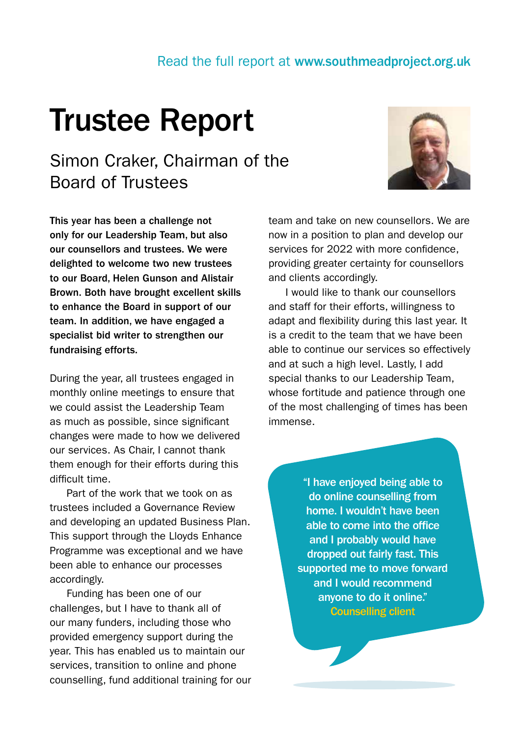Read the full report at **www.southmeadproject.org.uk**

# Trustee Report

## Simon Craker, Chairman of the Board of Trustees

**This year has been a challenge not only for our Leadership Team, but also our counsellors and trustees. We were delighted to welcome two new trustees to our Board, Helen Gunson and Alistair Brown. Both have brought excellent skills to enhance the Board in support of our team. In addition, we have engaged a specialist bid writer to strengthen our fundraising efforts.**

During the year, all trustees engaged in monthly online meetings to ensure that we could assist the Leadership Team as much as possible, since significant changes were made to how we delivered our services. As Chair, I cannot thank them enough for their efforts during this difficult time.

Part of the work that we took on as trustees included a Governance Review and developing an updated Business Plan. This support through the Lloyds Enhance Programme was exceptional and we have been able to enhance our processes accordingly.

Funding has been one of our challenges, but I have to thank all of our many funders, including those who provided emergency support during the year. This has enabled us to maintain our services, transition to online and phone counselling, fund additional training for our team and take on new counsellors. We are now in a position to plan and develop our services for 2022 with more confidence, providing greater certainty for counsellors and clients accordingly.

I would like to thank our counsellors and staff for their efforts, willingness to adapt and flexibility during this last year. It is a credit to the team that we have been able to continue our services so effectively and at such a high level. Lastly, I add special thanks to our Leadership Team, whose fortitude and patience through one of the most challenging of times has been immense.

> **"I have enjoyed being able to do online counselling from home. I wouldn't have been able to come into the office and I probably would have dropped out fairly fast. This supported me to move forward and I would recommend anyone to do it online."**
> **Counselling client**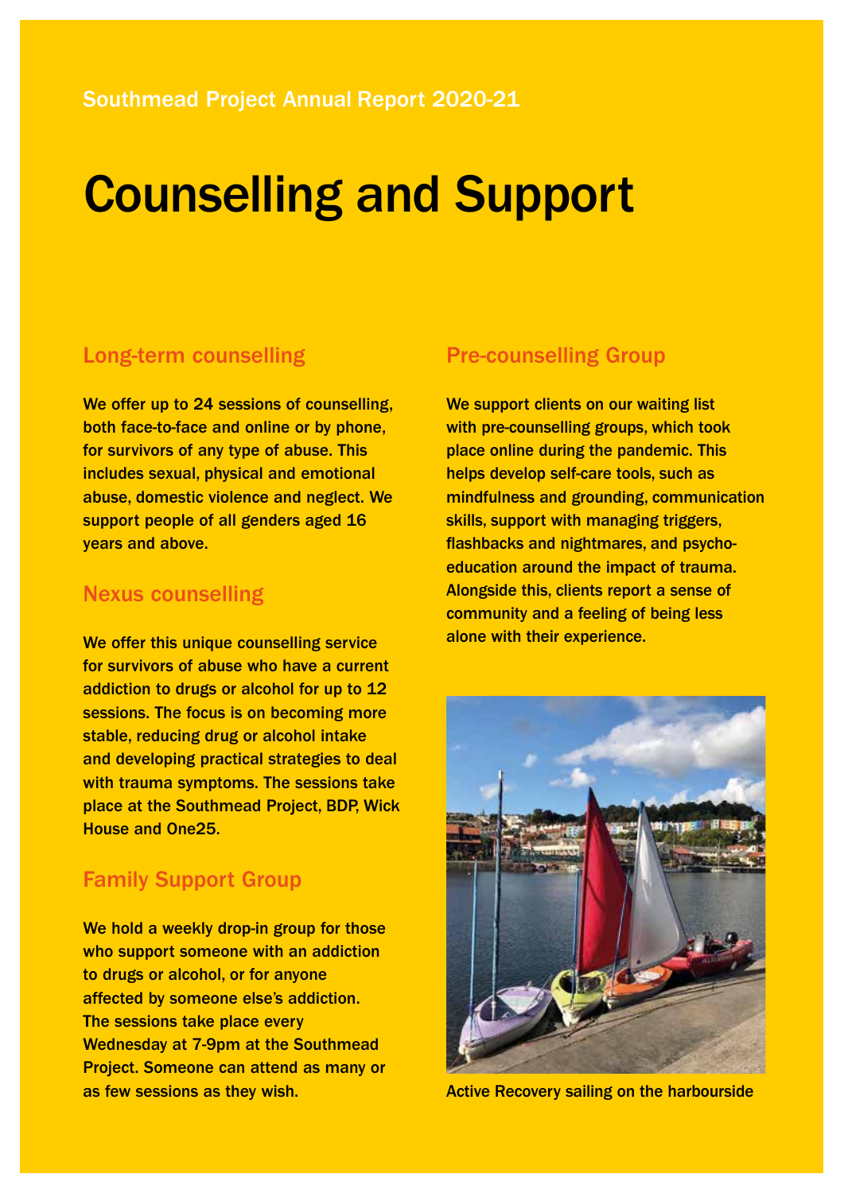Southmead Project Annual Report 2020-21

# Counselling and Support

## Long-term counselling

We offer up to 24 sessions of counselling, both face-to-face and online or by phone, for survivors of any type of abuse. This includes sexual, physical and emotional abuse, domestic violence and neglect. We support people of all genders aged 16 years and above.

## Nexus counselling

We offer this unique counselling service for survivors of abuse who have a current addiction to drugs or alcohol for up to 12 sessions. The focus is on becoming more stable, reducing drug or alcohol intake and developing practical strategies to deal with trauma symptoms. The sessions take place at the Southmead Project, BDP, Wick House and One25.

## Family Support Group

We hold a weekly drop-in group for those who support someone with an addiction to drugs or alcohol, or for anyone affected by someone else's addiction. The sessions take place every Wednesday at 7-9pm at the Southmead Project. Someone can attend as many or as few sessions as they wish.

## Pre-counselling Group

We support clients on our waiting list with pre-counselling groups, which took place online during the pandemic. This helps develop self-care tools, such as mindfulness and grounding, communication skills, support with managing triggers, flashbacks and nightmares, and psycho-education around the impact of trauma. Alongside this, clients report a sense of community and a feeling of being less alone with their experience.

Active Recovery sailing on the harbourside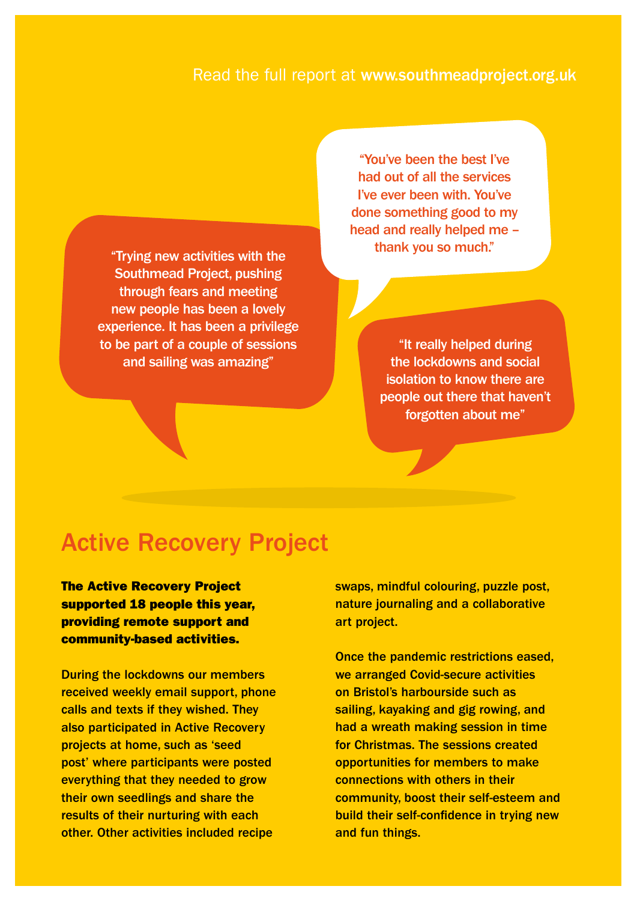Read the full report at **www.southmeadproject.org.uk**

> "Trying new activities with the Southmead Project, pushing through fears and meeting new people has been a lovely experience. It has been a privilege to be part of a couple of sessions and sailing was amazing"

> "You've been the best I've had out of all the services I've ever been with. You've done something good to my head and really helped me – thank you so much."

> "It really helped during the lockdowns and social isolation to know there are people out there that haven't forgotten about me"

## Active Recovery Project

**The Active Recovery Project supported 18 people this year, providing remote support and community-based activities.**

During the lockdowns our members received weekly email support, phone calls and texts if they wished. They also participated in Active Recovery projects at home, such as 'seed post' where participants were posted everything that they needed to grow their own seedlings and share the results of their nurturing with each other. Other activities included recipe swaps, mindful colouring, puzzle post, nature journaling and a collaborative art project.

Once the pandemic restrictions eased, we arranged Covid-secure activities on Bristol's harbourside such as sailing, kayaking and gig rowing, and had a wreath making session in time for Christmas. The sessions created opportunities for members to make connections with others in their community, boost their self-esteem and build their self-confidence in trying new and fun things.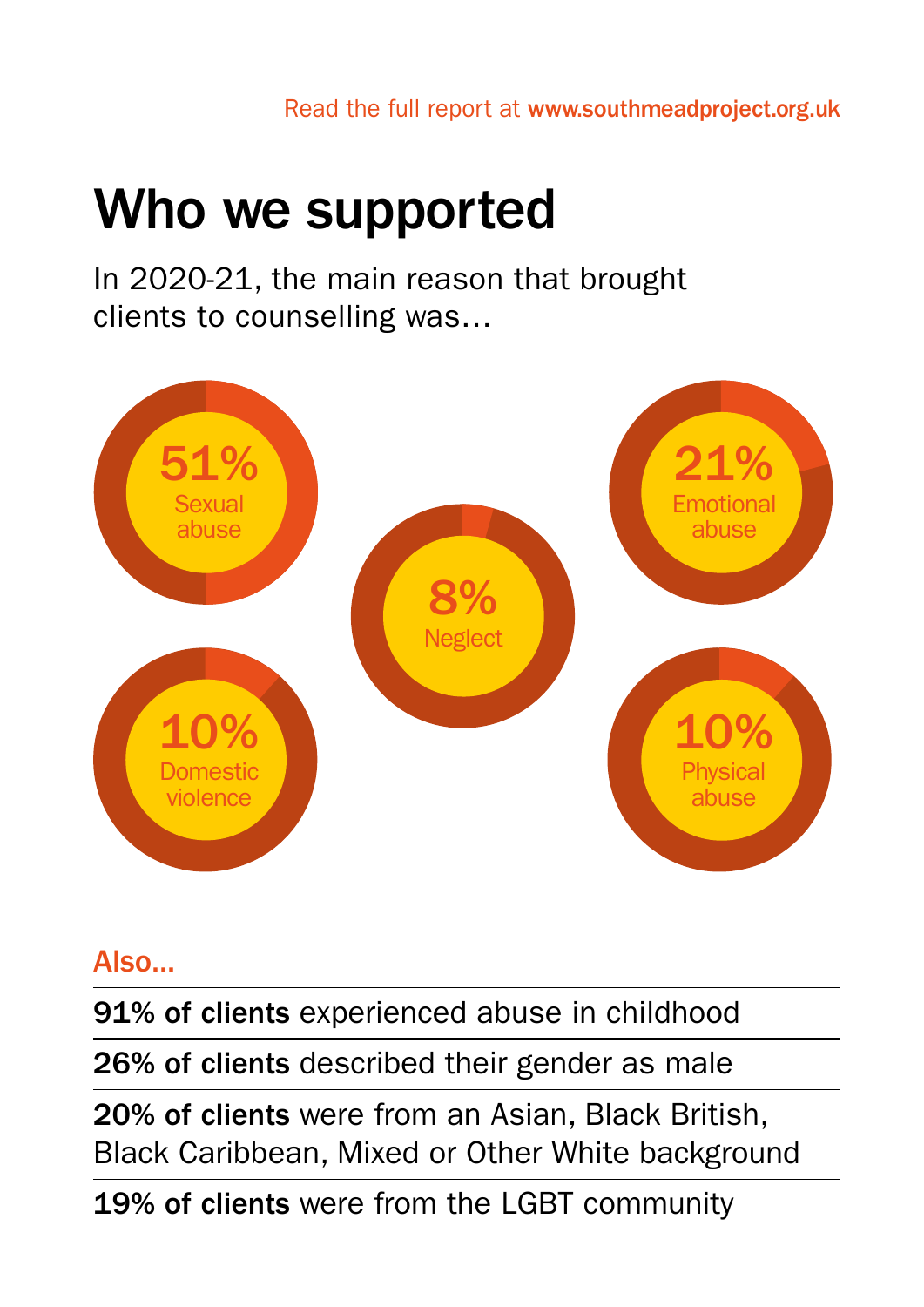Read the full report at **www.southmeadproject.org.uk**

# Who we supported

In 2020-21, the main reason that brought clients to counselling was…

**51%** Sexual abuse

**21%** Emotional abuse

**8%** Neglect

**10%** Domestic violence

**10%** Physical abuse

## Also…

**91% of clients** experienced abuse in childhood

**26% of clients** described their gender as male

**20% of clients** were from an Asian, Black British, Black Caribbean, Mixed or Other White background

**19% of clients** were from the LGBT community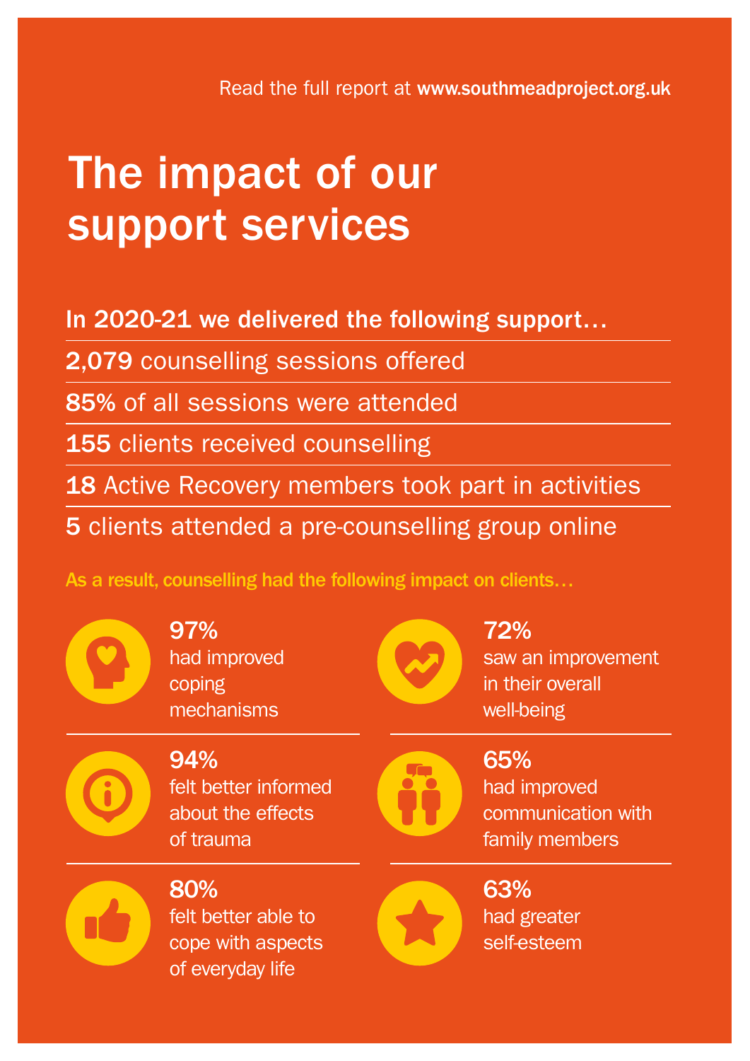Read the full report at **www.southmeadproject.org.uk**

# The impact of our support services

**In 2020-21 we delivered the following support…**

**2,079** counselling sessions offered

**85%** of all sessions were attended

**155** clients received counselling

**18** Active Recovery members took part in activities

**5** clients attended a pre-counselling group online

**As a result, counselling had the following impact on clients…**

**97%** had improved coping mechanisms

**72%** saw an improvement in their overall well-being

**94%** felt better informed about the effects of trauma

**65%** had improved communication with family members

**80%** felt better able to cope with aspects of everyday life

**63%** had greater self-esteem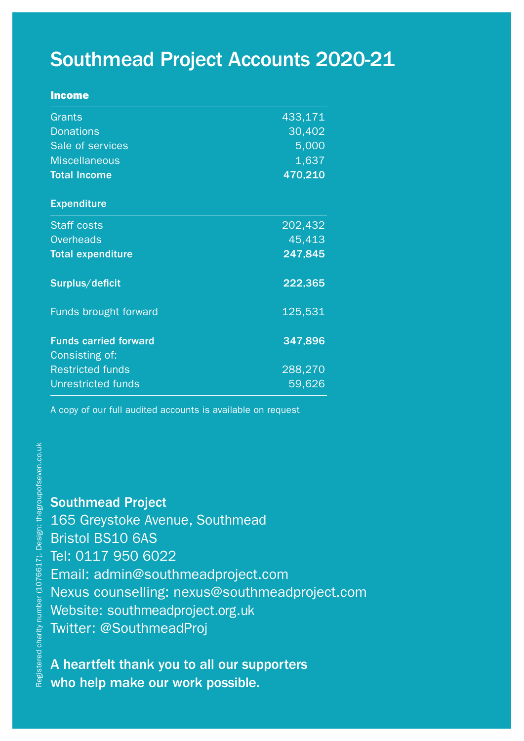# Southmead Project Accounts 2020-21

| | |
|---|---|
| **Income** | |
| Grants | 433,171 |
| Donations | 30,402 |
| Sale of services | 5,000 |
| Miscellaneous | 1,637 |
| **Total Income** | **470,210** |
| **Expenditure** | |
| Staff costs | 202,432 |
| Overheads | 45,413 |
| **Total expenditure** | **247,845** |
| **Surplus/deficit** | **222,365** |
| Funds brought forward | 125,531 |
| **Funds carried forward** | **347,896** |
| Consisting of: | |
| Restricted funds | 288,270 |
| Unrestricted funds | 59,626 |

A copy of our full audited accounts is available on request

Registered charity number (1076617). Design: thegroupofseven.co.uk

**Southmead Project**
165 Greystoke Avenue, Southmead
Bristol BS10 6AS
Tel: 0117 950 6022
Email: admin@southmeadproject.com
Nexus counselling: nexus@southmeadproject.com
Website: southmeadproject.org.uk
Twitter: @SouthmeadProj

**A heartfelt thank you to all our supporters who help make our work possible.**